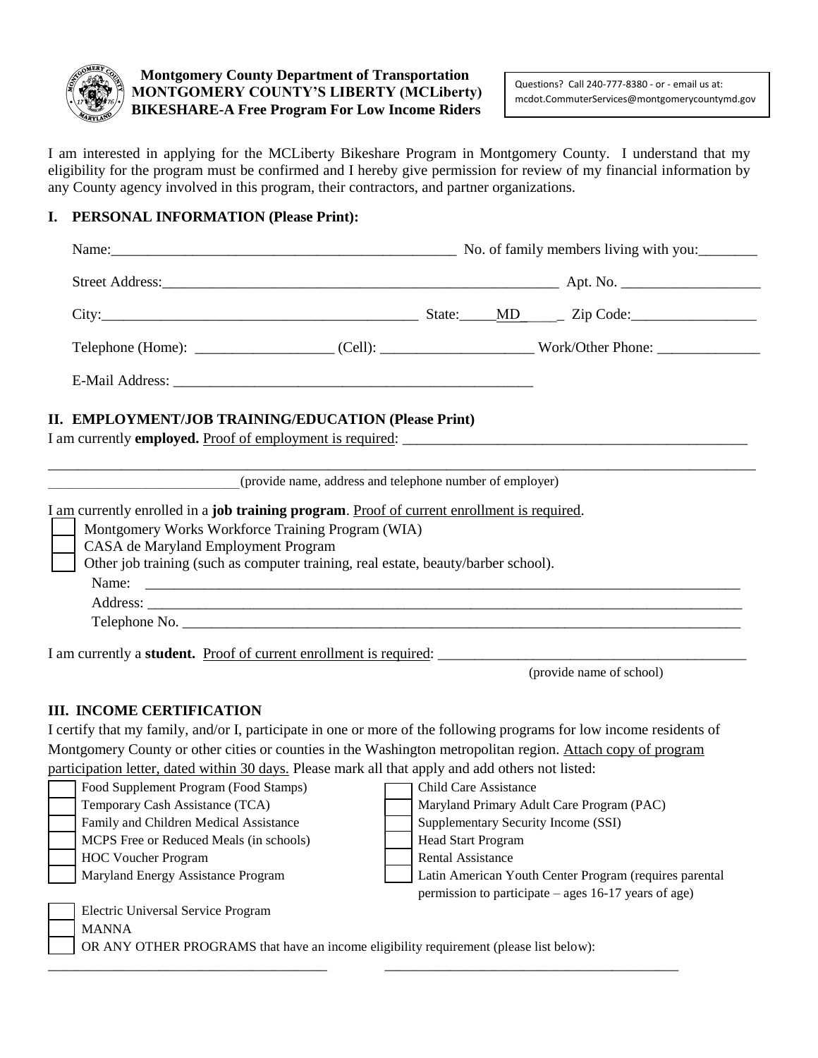**Montgomery County Department of Transportation**
**MONTGOMERY COUNTY'S LIBERTY (MCLiberty)**
**BIKESHARE-A Free Program For Low Income Riders**

Questions? Call 240-777-8380 - or - email us at: mcdot.CommuterServices@montgomerycountymd.gov

I am interested in applying for the MCLiberty Bikeshare Program in Montgomery County. I understand that my eligibility for the program must be confirmed and I hereby give permission for review of my financial information by any County agency involved in this program, their contractors, and partner organizations.

## I. PERSONAL INFORMATION (Please Print):

Name:_______________________________________________ No. of family members living with you:________

Street Address:______________________________________________________ Apt. No. __________________

City:____________________________________________ State:_____MD_____ Zip Code:_________________

Telephone (Home): __________________ (Cell): ____________________ Work/Other Phone: ______________

E-Mail Address: ________________________________________________

## II. EMPLOYMENT/JOB TRAINING/EDUCATION (Please Print)

I am currently **employed.** Proof of employment is required: ________________________________________________

_____________________________________________________________________________________________

(provide name, address and telephone number of employer)

I am currently enrolled in a **job training program**. Proof of current enrollment is required.

- [ ] Montgomery Works Workforce Training Program (WIA)
- [ ] CASA de Maryland Employment Program
- [ ] Other job training (such as computer training, real estate, beauty/barber school).

Name: ______________________________________________________________________________

Address: ____________________________________________________________________________

Telephone No. _______________________________________________________________________

I am currently a **student.** Proof of current enrollment is required: __________________________________________

(provide name of school)

## III. INCOME CERTIFICATION

I certify that my family, and/or I, participate in one or more of the following programs for low income residents of Montgomery County or other cities or counties in the Washington metropolitan region. Attach copy of program participation letter, dated within 30 days. Please mark all that apply and add others not listed:

- [ ] Food Supplement Program (Food Stamps)
- [ ] Temporary Cash Assistance (TCA)
- [ ] Family and Children Medical Assistance
- [ ] MCPS Free or Reduced Meals (in schools)
- [ ] HOC Voucher Program
- [ ] Maryland Energy Assistance Program
- [ ] Child Care Assistance
- [ ] Maryland Primary Adult Care Program (PAC)
- [ ] Supplementary Security Income (SSI)
- [ ] Head Start Program
- [ ] Rental Assistance
- [ ] Latin American Youth Center Program (requires parental permission to participate – ages 16-17 years of age)
- [ ] Electric Universal Service Program
- [ ] MANNA
- [ ] OR ANY OTHER PROGRAMS that have an income eligibility requirement (please list below):

________________________________________ ________________________________________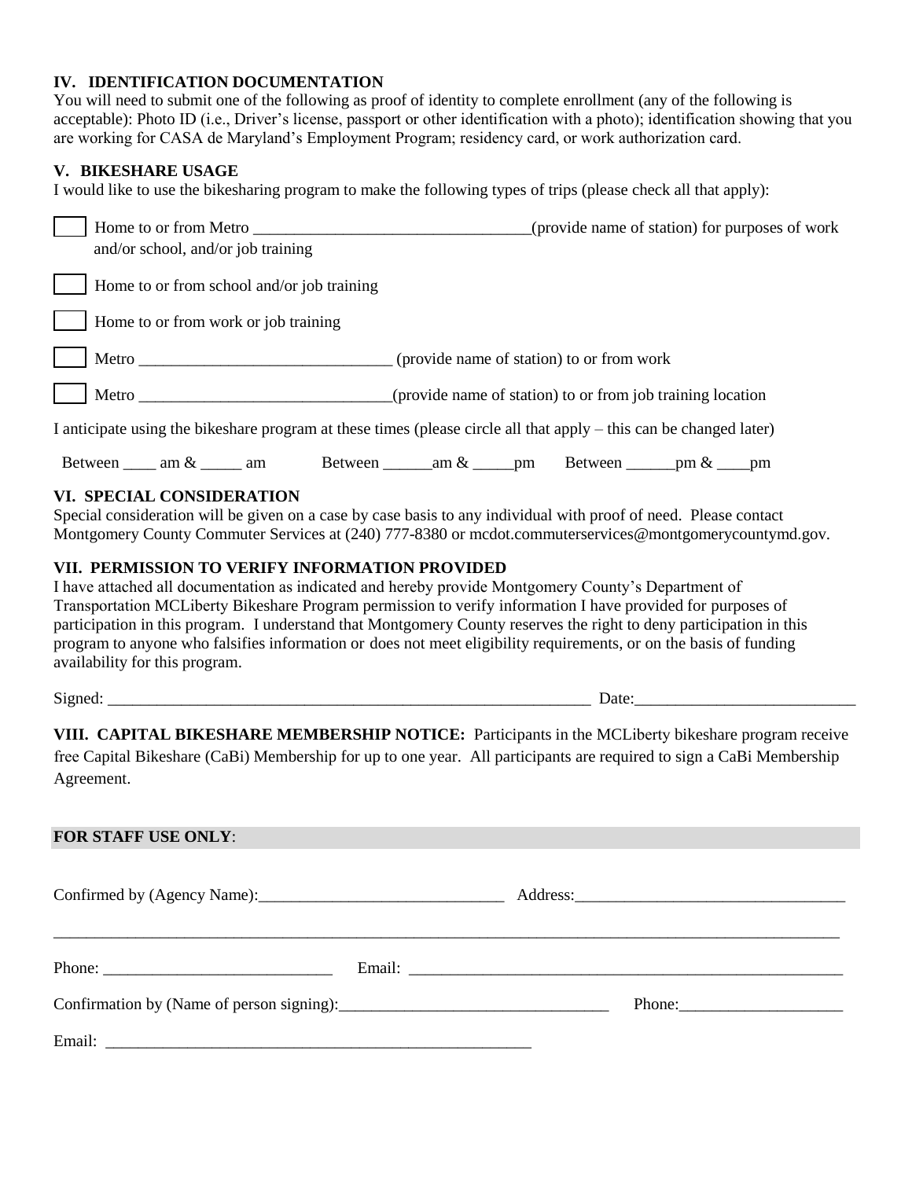### IV. IDENTIFICATION DOCUMENTATION

You will need to submit one of the following as proof of identity to complete enrollment (any of the following is acceptable): Photo ID (i.e., Driver's license, passport or other identification with a photo); identification showing that you are working for CASA de Maryland's Employment Program; residency card, or work authorization card.

### V. BIKESHARE USAGE

I would like to use the bikesharing program to make the following types of trips (please check all that apply):

- [ ] Home to or from Metro ________________________________(provide name of station) for purposes of work and/or school, and/or job training
- [ ] Home to or from school and/or job training
- [ ] Home to or from work or job training
- [ ] Metro ____________________________ (provide name of station) to or from work
- [ ] Metro ____________________________(provide name of station) to or from job training location

I anticipate using the bikeshare program at these times (please circle all that apply – this can be changed later)

Between ____ am & _____ am     Between ______am & _____pm     Between ______pm & ____pm

### VI. SPECIAL CONSIDERATION

Special consideration will be given on a case by case basis to any individual with proof of need. Please contact Montgomery County Commuter Services at (240) 777-8380 or mcdot.commuterservices@montgomerycountymd.gov.

### VII. PERMISSION TO VERIFY INFORMATION PROVIDED

I have attached all documentation as indicated and hereby provide Montgomery County's Department of Transportation MCLiberty Bikeshare Program permission to verify information I have provided for purposes of participation in this program. I understand that Montgomery County reserves the right to deny participation in this program to anyone who falsifies information or does not meet eligibility requirements, or on the basis of funding availability for this program.

Signed: ____________________________________________________________ Date:___________________________

**VIII. CAPITAL BIKESHARE MEMBERSHIP NOTICE:** Participants in the MCLiberty bikeshare program receive free Capital Bikeshare (CaBi) Membership for up to one year. All participants are required to sign a CaBi Membership Agreement.

**FOR STAFF USE ONLY**:

Confirmed by (Agency Name):______________________________ Address:_________________________________

_____________________________________________________________________________________________________

Phone: ____________________________ Email: ______________________________________________________

Confirmation by (Name of person signing):________________________________ Phone:___________________

Email: ______________________________________________________